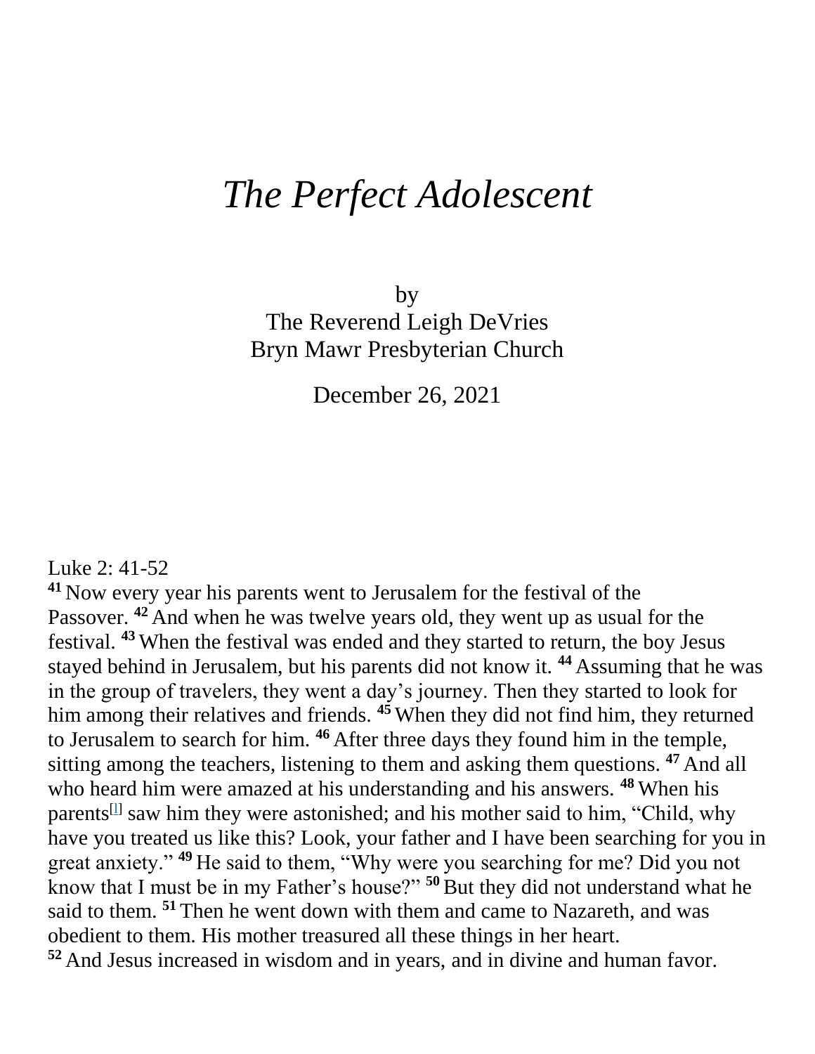# *The Perfect Adolescent*

by
The Reverend Leigh DeVries
Bryn Mawr Presbyterian Church

December 26, 2021

Luke 2: 41-52

**41** Now every year his parents went to Jerusalem for the festival of the Passover. **42** And when he was twelve years old, they went up as usual for the festival. **43** When the festival was ended and they started to return, the boy Jesus stayed behind in Jerusalem, but his parents did not know it. **44** Assuming that he was in the group of travelers, they went a day's journey. Then they started to look for him among their relatives and friends. **45** When they did not find him, they returned to Jerusalem to search for him. **46** After three days they found him in the temple, sitting among the teachers, listening to them and asking them questions. **47** And all who heard him were amazed at his understanding and his answers. **48** When his parents[1] saw him they were astonished; and his mother said to him, "Child, why have you treated us like this? Look, your father and I have been searching for you in great anxiety." **49** He said to them, "Why were you searching for me? Did you not know that I must be in my Father's house?" **50** But they did not understand what he said to them. **51** Then he went down with them and came to Nazareth, and was obedient to them. His mother treasured all these things in her heart.
**52** And Jesus increased in wisdom and in years, and in divine and human favor.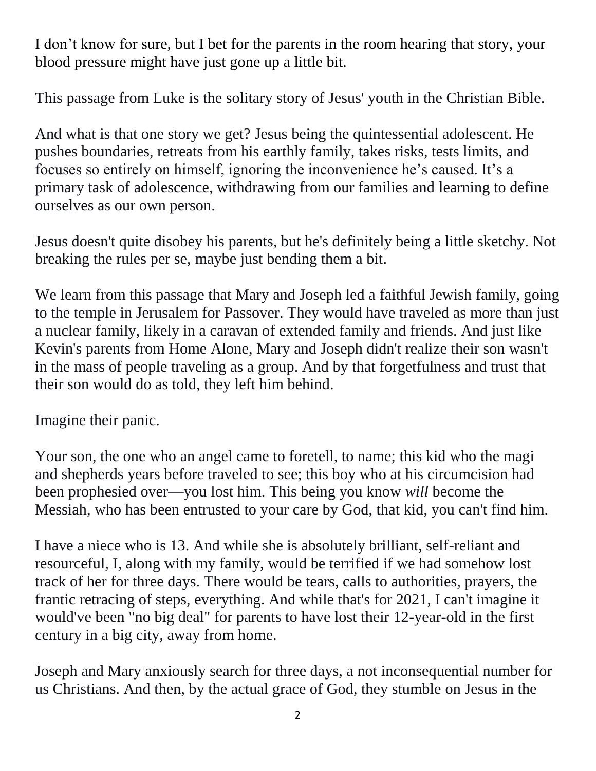I don’t know for sure, but I bet for the parents in the room hearing that story, your blood pressure might have just gone up a little bit.

This passage from Luke is the solitary story of Jesus' youth in the Christian Bible.

And what is that one story we get? Jesus being the quintessential adolescent. He pushes boundaries, retreats from his earthly family, takes risks, tests limits, and focuses so entirely on himself, ignoring the inconvenience he’s caused. It’s a primary task of adolescence, withdrawing from our families and learning to define ourselves as our own person.

Jesus doesn't quite disobey his parents, but he's definitely being a little sketchy. Not breaking the rules per se, maybe just bending them a bit.

We learn from this passage that Mary and Joseph led a faithful Jewish family, going to the temple in Jerusalem for Passover. They would have traveled as more than just a nuclear family, likely in a caravan of extended family and friends. And just like Kevin's parents from Home Alone, Mary and Joseph didn't realize their son wasn't in the mass of people traveling as a group. And by that forgetfulness and trust that their son would do as told, they left him behind.

Imagine their panic.

Your son, the one who an angel came to foretell, to name; this kid who the magi and shepherds years before traveled to see; this boy who at his circumcision had been prophesied over—you lost him. This being you know *will* become the Messiah, who has been entrusted to your care by God, that kid, you can't find him.

I have a niece who is 13. And while she is absolutely brilliant, self-reliant and resourceful, I, along with my family, would be terrified if we had somehow lost track of her for three days. There would be tears, calls to authorities, prayers, the frantic retracing of steps, everything. And while that's for 2021, I can't imagine it would've been "no big deal" for parents to have lost their 12-year-old in the first century in a big city, away from home.

Joseph and Mary anxiously search for three days, a not inconsequential number for us Christians. And then, by the actual grace of God, they stumble on Jesus in the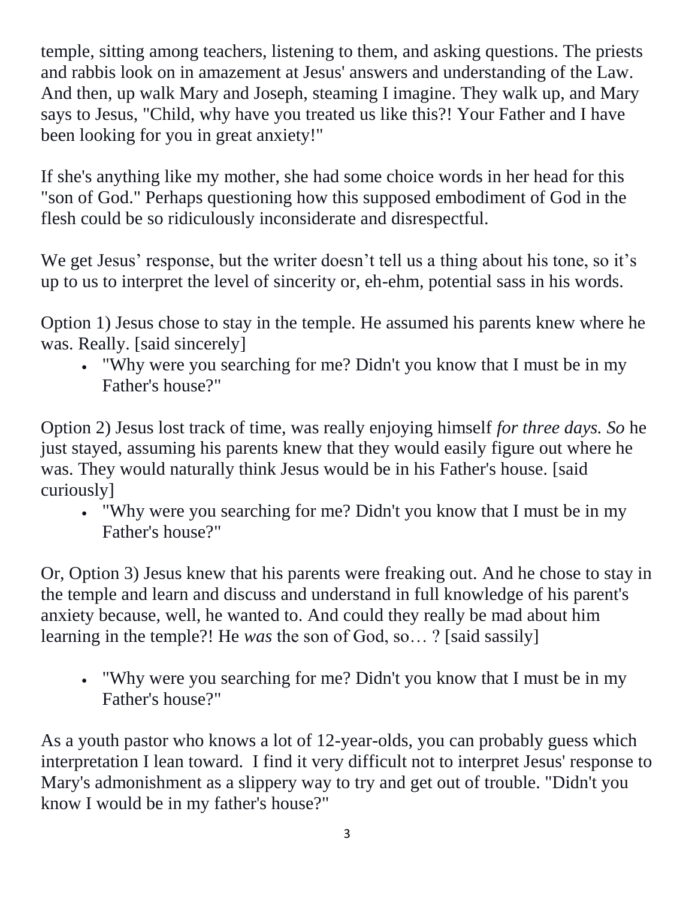temple, sitting among teachers, listening to them, and asking questions. The priests and rabbis look on in amazement at Jesus' answers and understanding of the Law. And then, up walk Mary and Joseph, steaming I imagine. They walk up, and Mary says to Jesus, "Child, why have you treated us like this?! Your Father and I have been looking for you in great anxiety!"

If she's anything like my mother, she had some choice words in her head for this "son of God." Perhaps questioning how this supposed embodiment of God in the flesh could be so ridiculously inconsiderate and disrespectful.

We get Jesus' response, but the writer doesn't tell us a thing about his tone, so it's up to us to interpret the level of sincerity or, eh-ehm, potential sass in his words.

Option 1) Jesus chose to stay in the temple. He assumed his parents knew where he was. Really. [said sincerely]

- "Why were you searching for me? Didn't you know that I must be in my Father's house?"

Option 2) Jesus lost track of time, was really enjoying himself *for three days. So* he just stayed, assuming his parents knew that they would easily figure out where he was. They would naturally think Jesus would be in his Father's house. [said curiously]

- "Why were you searching for me? Didn't you know that I must be in my Father's house?"

Or, Option 3) Jesus knew that his parents were freaking out. And he chose to stay in the temple and learn and discuss and understand in full knowledge of his parent's anxiety because, well, he wanted to. And could they really be mad about him learning in the temple?! He *was* the son of God, so… ? [said sassily]

- "Why were you searching for me? Didn't you know that I must be in my Father's house?"

As a youth pastor who knows a lot of 12-year-olds, you can probably guess which interpretation I lean toward. I find it very difficult not to interpret Jesus' response to Mary's admonishment as a slippery way to try and get out of trouble. "Didn't you know I would be in my father's house?"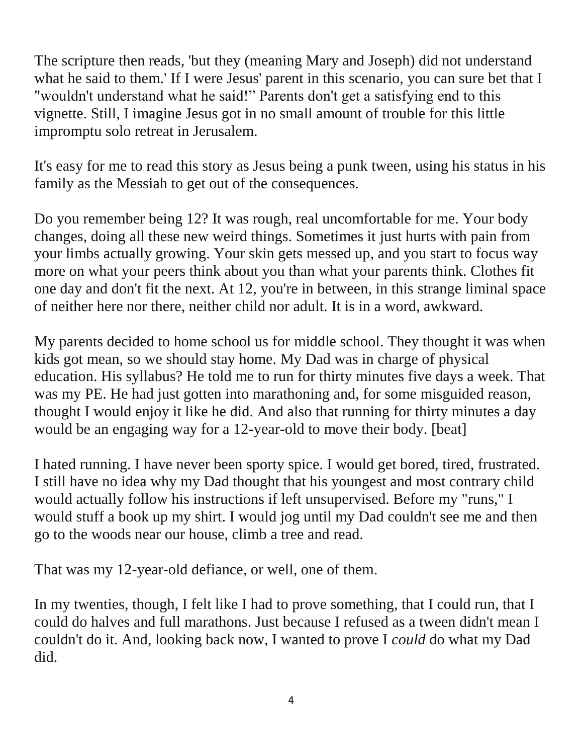The scripture then reads, 'but they (meaning Mary and Joseph) did not understand what he said to them.' If I were Jesus' parent in this scenario, you can sure bet that I "wouldn't understand what he said!" Parents don't get a satisfying end to this vignette. Still, I imagine Jesus got in no small amount of trouble for this little impromptu solo retreat in Jerusalem.

It's easy for me to read this story as Jesus being a punk tween, using his status in his family as the Messiah to get out of the consequences.

Do you remember being 12? It was rough, real uncomfortable for me. Your body changes, doing all these new weird things. Sometimes it just hurts with pain from your limbs actually growing. Your skin gets messed up, and you start to focus way more on what your peers think about you than what your parents think. Clothes fit one day and don't fit the next. At 12, you're in between, in this strange liminal space of neither here nor there, neither child nor adult. It is in a word, awkward.

My parents decided to home school us for middle school. They thought it was when kids got mean, so we should stay home. My Dad was in charge of physical education. His syllabus? He told me to run for thirty minutes five days a week. That was my PE. He had just gotten into marathoning and, for some misguided reason, thought I would enjoy it like he did. And also that running for thirty minutes a day would be an engaging way for a 12-year-old to move their body. [beat]

I hated running. I have never been sporty spice. I would get bored, tired, frustrated. I still have no idea why my Dad thought that his youngest and most contrary child would actually follow his instructions if left unsupervised. Before my "runs," I would stuff a book up my shirt. I would jog until my Dad couldn't see me and then go to the woods near our house, climb a tree and read.

That was my 12-year-old defiance, or well, one of them.

In my twenties, though, I felt like I had to prove something, that I could run, that I could do halves and full marathons. Just because I refused as a tween didn't mean I couldn't do it. And, looking back now, I wanted to prove I *could* do what my Dad did.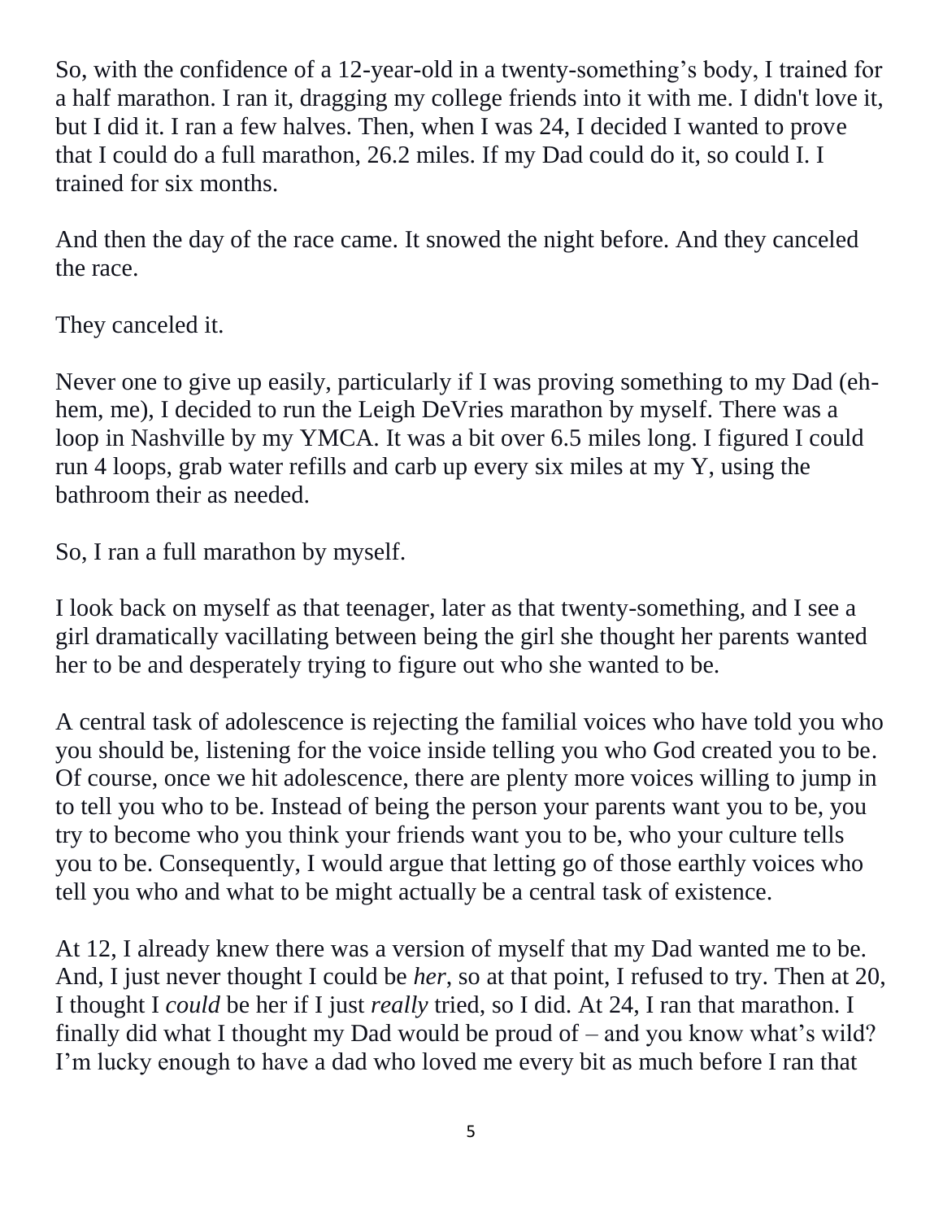So, with the confidence of a 12-year-old in a twenty-something's body, I trained for a half marathon. I ran it, dragging my college friends into it with me. I didn't love it, but I did it. I ran a few halves. Then, when I was 24, I decided I wanted to prove that I could do a full marathon, 26.2 miles. If my Dad could do it, so could I. I trained for six months.

And then the day of the race came. It snowed the night before. And they canceled the race.

They canceled it.

Never one to give up easily, particularly if I was proving something to my Dad (eh-hem, me), I decided to run the Leigh DeVries marathon by myself. There was a loop in Nashville by my YMCA. It was a bit over 6.5 miles long. I figured I could run 4 loops, grab water refills and carb up every six miles at my Y, using the bathroom their as needed.

So, I ran a full marathon by myself.

I look back on myself as that teenager, later as that twenty-something, and I see a girl dramatically vacillating between being the girl she thought her parents wanted her to be and desperately trying to figure out who she wanted to be.

A central task of adolescence is rejecting the familial voices who have told you who you should be, listening for the voice inside telling you who God created you to be. Of course, once we hit adolescence, there are plenty more voices willing to jump in to tell you who to be. Instead of being the person your parents want you to be, you try to become who you think your friends want you to be, who your culture tells you to be. Consequently, I would argue that letting go of those earthly voices who tell you who and what to be might actually be a central task of existence.

At 12, I already knew there was a version of myself that my Dad wanted me to be. And, I just never thought I could be *her*, so at that point, I refused to try. Then at 20, I thought I *could* be her if I just *really* tried, so I did. At 24, I ran that marathon. I finally did what I thought my Dad would be proud of – and you know what's wild? I'm lucky enough to have a dad who loved me every bit as much before I ran that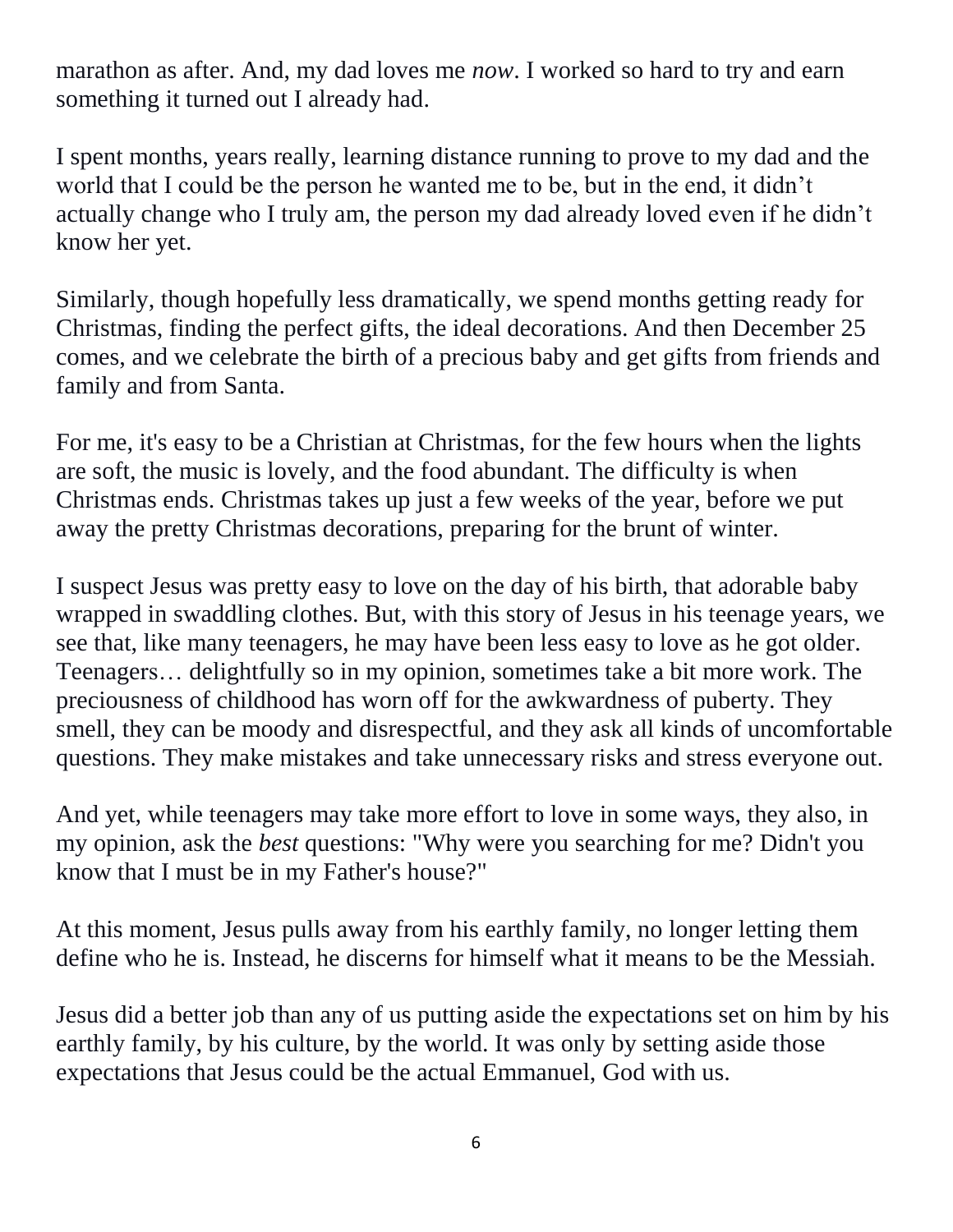marathon as after. And, my dad loves me *now*. I worked so hard to try and earn something it turned out I already had.

I spent months, years really, learning distance running to prove to my dad and the world that I could be the person he wanted me to be, but in the end, it didn't actually change who I truly am, the person my dad already loved even if he didn't know her yet.

Similarly, though hopefully less dramatically, we spend months getting ready for Christmas, finding the perfect gifts, the ideal decorations. And then December 25 comes, and we celebrate the birth of a precious baby and get gifts from friends and family and from Santa.

For me, it's easy to be a Christian at Christmas, for the few hours when the lights are soft, the music is lovely, and the food abundant. The difficulty is when Christmas ends. Christmas takes up just a few weeks of the year, before we put away the pretty Christmas decorations, preparing for the brunt of winter.

I suspect Jesus was pretty easy to love on the day of his birth, that adorable baby wrapped in swaddling clothes. But, with this story of Jesus in his teenage years, we see that, like many teenagers, he may have been less easy to love as he got older. Teenagers… delightfully so in my opinion, sometimes take a bit more work. The preciousness of childhood has worn off for the awkwardness of puberty. They smell, they can be moody and disrespectful, and they ask all kinds of uncomfortable questions. They make mistakes and take unnecessary risks and stress everyone out.

And yet, while teenagers may take more effort to love in some ways, they also, in my opinion, ask the *best* questions: "Why were you searching for me? Didn't you know that I must be in my Father's house?"

At this moment, Jesus pulls away from his earthly family, no longer letting them define who he is. Instead, he discerns for himself what it means to be the Messiah.

Jesus did a better job than any of us putting aside the expectations set on him by his earthly family, by his culture, by the world. It was only by setting aside those expectations that Jesus could be the actual Emmanuel, God with us.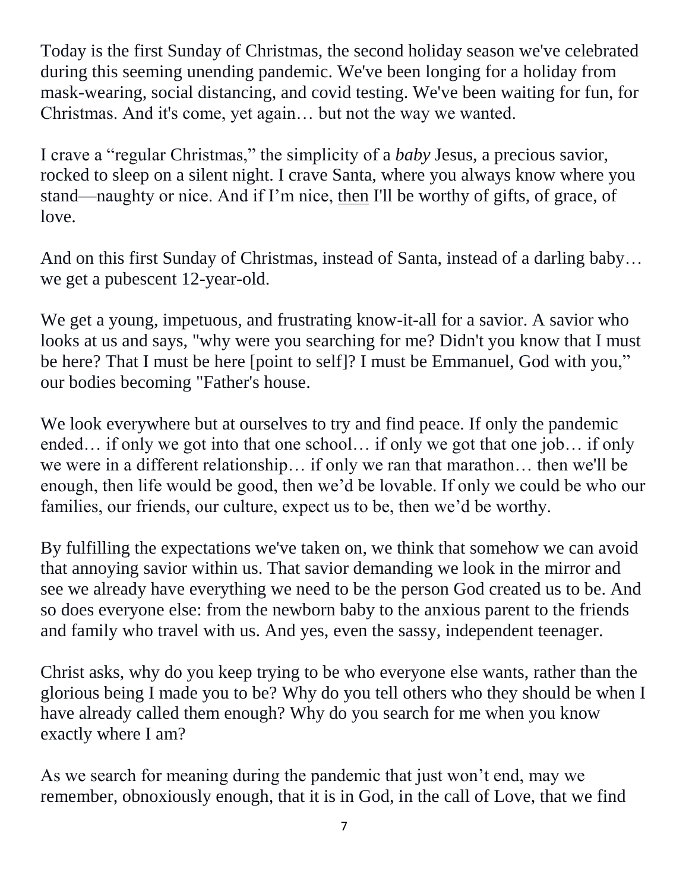Today is the first Sunday of Christmas, the second holiday season we've celebrated during this seeming unending pandemic. We've been longing for a holiday from mask-wearing, social distancing, and covid testing. We've been waiting for fun, for Christmas. And it's come, yet again… but not the way we wanted.

I crave a "regular Christmas," the simplicity of a *baby* Jesus, a precious savior, rocked to sleep on a silent night. I crave Santa, where you always know where you stand—naughty or nice. And if I'm nice, <u>then</u> I'll be worthy of gifts, of grace, of love.

And on this first Sunday of Christmas, instead of Santa, instead of a darling baby… we get a pubescent 12-year-old.

We get a young, impetuous, and frustrating know-it-all for a savior. A savior who looks at us and says, "why were you searching for me? Didn't you know that I must be here? That I must be here [point to self]? I must be Emmanuel, God with you," our bodies becoming "Father's house.

We look everywhere but at ourselves to try and find peace. If only the pandemic ended… if only we got into that one school… if only we got that one job… if only we were in a different relationship… if only we ran that marathon… then we'll be enough, then life would be good, then we'd be lovable. If only we could be who our families, our friends, our culture, expect us to be, then we'd be worthy.

By fulfilling the expectations we've taken on, we think that somehow we can avoid that annoying savior within us. That savior demanding we look in the mirror and see we already have everything we need to be the person God created us to be. And so does everyone else: from the newborn baby to the anxious parent to the friends and family who travel with us. And yes, even the sassy, independent teenager.

Christ asks, why do you keep trying to be who everyone else wants, rather than the glorious being I made you to be? Why do you tell others who they should be when I have already called them enough? Why do you search for me when you know exactly where I am?

As we search for meaning during the pandemic that just won't end, may we remember, obnoxiously enough, that it is in God, in the call of Love, that we find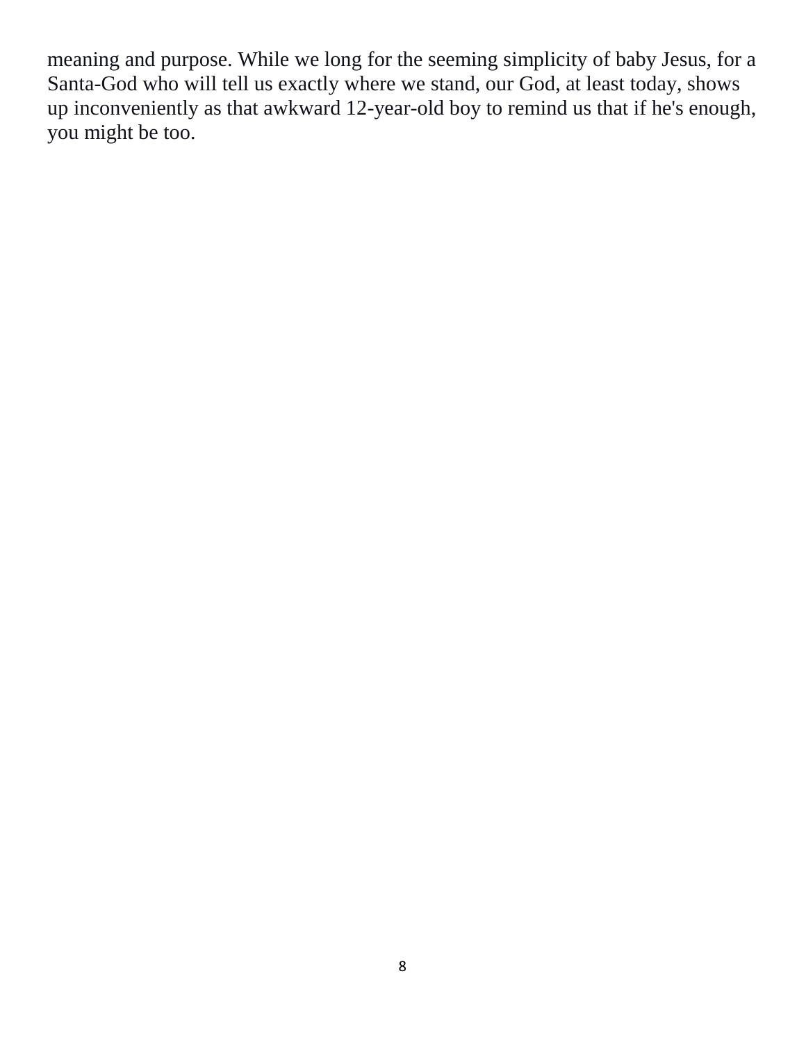meaning and purpose. While we long for the seeming simplicity of baby Jesus, for a Santa-God who will tell us exactly where we stand, our God, at least today, shows up inconveniently as that awkward 12-year-old boy to remind us that if he's enough, you might be too.